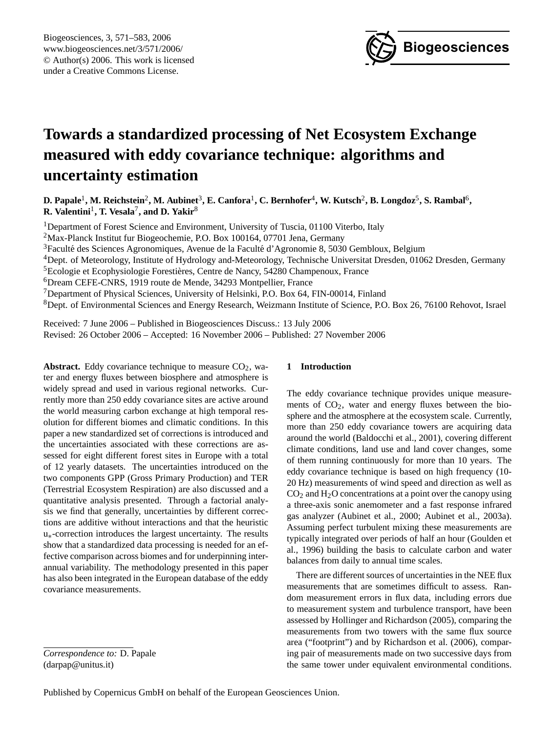# Towards a standardized processing of Net Ecosystem Exchange measured with eddy covariance technique: algorithms and uncertainty estimation

**D. Papale[1], M. Reichstein[2], M. Aubinet[3], E. Canfora[1], C. Bernhofer[4], W. Kutsch[2], B. Longdoz[5], S. Rambal[6], R. Valentini[1], T. Vesala[7], and D. Yakir[8]**

[1]Department of Forest Science and Environment, University of Tuscia, 01100 Viterbo, Italy
[2]Max-Planck Institut fur Biogeochemie, P.O. Box 100164, 07701 Jena, Germany
[3]Faculté des Sciences Agronomiques, Avenue de la Faculté d'Agronomie 8, 5030 Gembloux, Belgium
[4]Dept. of Meteorology, Institute of Hydrology and-Meteorology, Technische Universitat Dresden, 01062 Dresden, Germany
[5]Ecologie et Ecophysiologie Forestières, Centre de Nancy, 54280 Champenoux, France
[6]Dream CEFE-CNRS, 1919 route de Mende, 34293 Montpellier, France
[7]Department of Physical Sciences, University of Helsinki, P.O. Box 64, FIN-00014, Finland
[8]Dept. of Environmental Sciences and Energy Research, Weizmann Institute of Science, P.O. Box 26, 76100 Rehovot, Israel

Received: 7 June 2006 – Published in Biogeosciences Discuss.: 13 July 2006
Revised: 26 October 2006 – Accepted: 16 November 2006 – Published: 27 November 2006

**Abstract.** Eddy covariance technique to measure $CO_2$, water and energy fluxes between biosphere and atmosphere is widely spread and used in various regional networks. Currently more than 250 eddy covariance sites are active around the world measuring carbon exchange at high temporal resolution for different biomes and climatic conditions. In this paper a new standardized set of corrections is introduced and the uncertainties associated with these corrections are assessed for eight different forest sites in Europe with a total of 12 yearly datasets. The uncertainties introduced on the two components GPP (Gross Primary Production) and TER (Terrestrial Ecosystem Respiration) are also discussed and a quantitative analysis presented. Through a factorial analysis we find that generally, uncertainties by different corrections are additive without interactions and that the heuristic $u_*$-correction introduces the largest uncertainty. The results show that a standardized data processing is needed for an effective comparison across biomes and for underpinning inter-annual variability. The methodology presented in this paper has also been integrated in the European database of the eddy covariance measurements.

*Correspondence to:* D. Papale
(darpap@unitus.it)

## 1 Introduction

The eddy covariance technique provides unique measurements of $CO_2$, water and energy fluxes between the biosphere and the atmosphere at the ecosystem scale. Currently, more than 250 eddy covariance towers are acquiring data around the world (Baldocchi et al., 2001), covering different climate conditions, land use and land cover changes, some of them running continuously for more than 10 years. The eddy covariance technique is based on high frequency (10-20 Hz) measurements of wind speed and direction as well as $CO_2$ and $H_2O$ concentrations at a point over the canopy using a three-axis sonic anemometer and a fast response infrared gas analyzer (Aubinet et al., 2000; Aubinet et al., 2003a). Assuming perfect turbulent mixing these measurements are typically integrated over periods of half an hour (Goulden et al., 1996) building the basis to calculate carbon and water balances from daily to annual time scales.

There are different sources of uncertainties in the NEE flux measurements that are sometimes difficult to assess. Random measurement errors in flux data, including errors due to measurement system and turbulence transport, have been assessed by Hollinger and Richardson (2005), comparing the measurements from two towers with the same flux source area ("footprint") and by Richardson et al. (2006), comparing pair of measurements made on two successive days from the same tower under equivalent environmental conditions.

Published by Copernicus GmbH on behalf of the European Geosciences Union.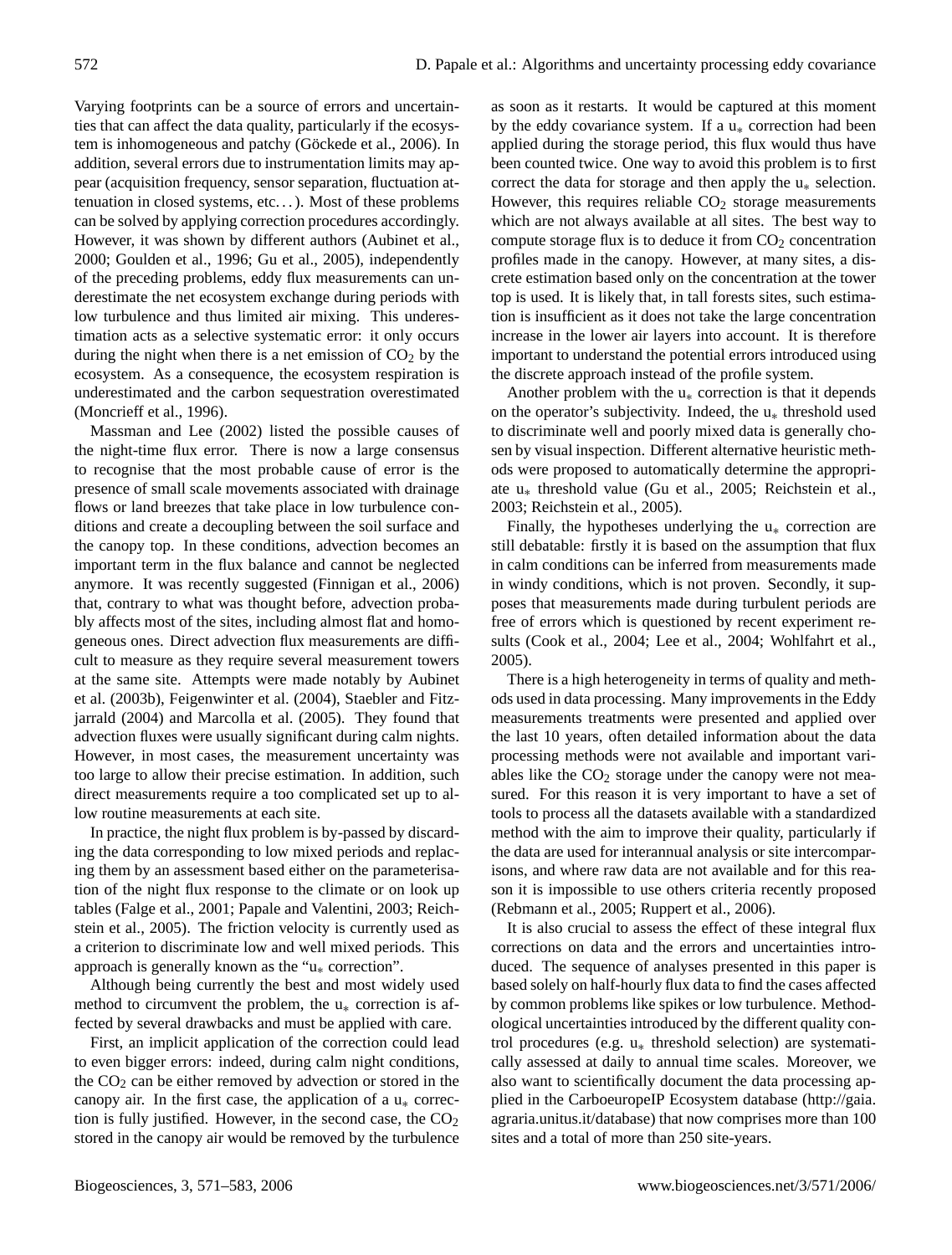Varying footprints can be a source of errors and uncertainties that can affect the data quality, particularly if the ecosystem is inhomogeneous and patchy (Göckede et al., 2006). In addition, several errors due to instrumentation limits may appear (acquisition frequency, sensor separation, fluctuation attenuation in closed systems, etc...). Most of these problems can be solved by applying correction procedures accordingly. However, it was shown by different authors (Aubinet et al., 2000; Goulden et al., 1996; Gu et al., 2005), independently of the preceding problems, eddy flux measurements can underestimate the net ecosystem exchange during periods with low turbulence and thus limited air mixing. This underestimation acts as a selective systematic error: it only occurs during the night when there is a net emission of $CO_2$ by the ecosystem. As a consequence, the ecosystem respiration is underestimated and the carbon sequestration overestimated (Moncrieff et al., 1996).

Massman and Lee (2002) listed the possible causes of the night-time flux error. There is now a large consensus to recognise that the most probable cause of error is the presence of small scale movements associated with drainage flows or land breezes that take place in low turbulence conditions and create a decoupling between the soil surface and the canopy top. In these conditions, advection becomes an important term in the flux balance and cannot be neglected anymore. It was recently suggested (Finnigan et al., 2006) that, contrary to what was thought before, advection probably affects most of the sites, including almost flat and homogeneous ones. Direct advection flux measurements are difficult to measure as they require several measurement towers at the same site. Attempts were made notably by Aubinet et al. (2003b), Feigenwinter et al. (2004), Staebler and Fitzjarrald (2004) and Marcolla et al. (2005). They found that advection fluxes were usually significant during calm nights. However, in most cases, the measurement uncertainty was too large to allow their precise estimation. In addition, such direct measurements require a too complicated set up to allow routine measurements at each site.

In practice, the night flux problem is by-passed by discarding the data corresponding to low mixed periods and replacing them by an assessment based either on the parameterisation of the night flux response to the climate or on look up tables (Falge et al., 2001; Papale and Valentini, 2003; Reichstein et al., 2005). The friction velocity is currently used as a criterion to discriminate low and well mixed periods. This approach is generally known as the "$u_*$ correction".

Although being currently the best and most widely used method to circumvent the problem, the $u_*$ correction is affected by several drawbacks and must be applied with care.

First, an implicit application of the correction could lead to even bigger errors: indeed, during calm night conditions, the $CO_2$ can be either removed by advection or stored in the canopy air. In the first case, the application of a $u_*$ correction is fully justified. However, in the second case, the $CO_2$ stored in the canopy air would be removed by the turbulence as soon as it restarts. It would be captured at this moment by the eddy covariance system. If a $u_*$ correction had been applied during the storage period, this flux would thus have been counted twice. One way to avoid this problem is to first correct the data for storage and then apply the $u_*$ selection. However, this requires reliable $CO_2$ storage measurements which are not always available at all sites. The best way to compute storage flux is to deduce it from $CO_2$ concentration profiles made in the canopy. However, at many sites, a discrete estimation based only on the concentration at the tower top is used. It is likely that, in tall forests sites, such estimation is insufficient as it does not take the large concentration increase in the lower air layers into account. It is therefore important to understand the potential errors introduced using the discrete approach instead of the profile system.

Another problem with the $u_*$ correction is that it depends on the operator's subjectivity. Indeed, the $u_*$ threshold used to discriminate well and poorly mixed data is generally chosen by visual inspection. Different alternative heuristic methods were proposed to automatically determine the appropriate $u_*$ threshold value (Gu et al., 2005; Reichstein et al., 2003; Reichstein et al., 2005).

Finally, the hypotheses underlying the $u_*$ correction are still debatable: firstly it is based on the assumption that flux in calm conditions can be inferred from measurements made in windy conditions, which is not proven. Secondly, it supposes that measurements made during turbulent periods are free of errors which is questioned by recent experiment results (Cook et al., 2004; Lee et al., 2004; Wohlfahrt et al., 2005).

There is a high heterogeneity in terms of quality and methods used in data processing. Many improvements in the Eddy measurements treatments were presented and applied over the last 10 years, often detailed information about the data processing methods were not available and important variables like the $CO_2$ storage under the canopy were not measured. For this reason it is very important to have a set of tools to process all the datasets available with a standardized method with the aim to improve their quality, particularly if the data are used for interannual analysis or site intercomparisons, and where raw data are not available and for this reason it is impossible to use others criteria recently proposed (Rebmann et al., 2005; Ruppert et al., 2006).

It is also crucial to assess the effect of these integral flux corrections on data and the errors and uncertainties introduced. The sequence of analyses presented in this paper is based solely on half-hourly flux data to find the cases affected by common problems like spikes or low turbulence. Methodological uncertainties introduced by the different quality control procedures (e.g. $u_*$ threshold selection) are systematically assessed at daily to annual time scales. Moreover, we also want to scientifically document the data processing applied in the CarboeuropeIP Ecosystem database (http://gaia.agraria.unitus.it/database) that now comprises more than 100 sites and a total of more than 250 site-years.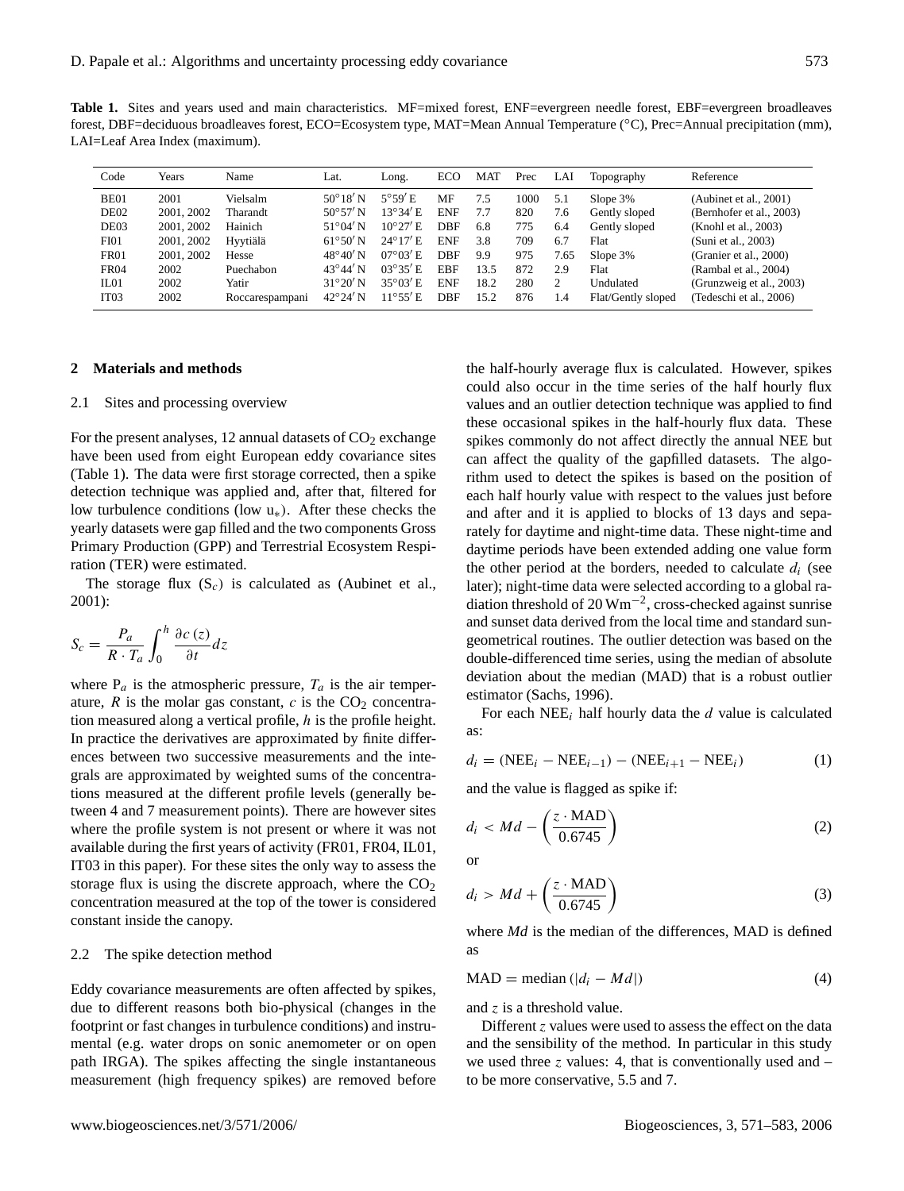**Table 1.** Sites and years used and main characteristics. MF=mixed forest, ENF=evergreen needle forest, EBF=evergreen broadleaves forest, DBF=deciduous broadleaves forest, ECO=Ecosystem type, MAT=Mean Annual Temperature (°C), Prec=Annual precipitation (mm), LAI=Leaf Area Index (maximum).

| Code | Years | Name | Lat. | Long. | ECO | MAT | Prec | LAI | Topography | Reference |
|---|---|---|---|---|---|---|---|---|---|---|
| BE01 | 2001 | Vielsalm | 50°18′ N | 5°59′ E | MF | 7.5 | 1000 | 5.1 | Slope 3% | (Aubinet et al., 2001) |
| DE02 | 2001, 2002 | Tharandt | 50°57′ N | 13°34′ E | ENF | 7.7 | 820 | 7.6 | Gently sloped | (Bernhofer et al., 2003) |
| DE03 | 2001, 2002 | Hainich | 51°04′ N | 10°27′ E | DBF | 6.8 | 775 | 6.4 | Gently sloped | (Knohl et al., 2003) |
| FI01 | 2001, 2002 | Hyytiälä | 61°50′ N | 24°17′ E | ENF | 3.8 | 709 | 6.7 | Flat | (Suni et al., 2003) |
| FR01 | 2001, 2002 | Hesse | 48°40′ N | 07°03′ E | DBF | 9.9 | 975 | 7.65 | Slope 3% | (Granier et al., 2000) |
| FR04 | 2002 | Puechabon | 43°44′ N | 03°35′ E | EBF | 13.5 | 872 | 2.9 | Flat | (Rambal et al., 2004) |
| IL01 | 2002 | Yatir | 31°20′ N | 35°03′ E | ENF | 18.2 | 280 | 2 | Undulated | (Grunzweig et al., 2003) |
| IT03 | 2002 | Roccarespampani | 42°24′ N | 11°55′ E | DBF | 15.2 | 876 | 1.4 | Flat/Gently sloped | (Tedeschi et al., 2006) |

## 2 Materials and methods

### 2.1 Sites and processing overview

For the present analyses, 12 annual datasets of $CO_2$ exchange have been used from eight European eddy covariance sites (Table 1). The data were first storage corrected, then a spike detection technique was applied and, after that, filtered for low turbulence conditions (low $u_*$). After these checks the yearly datasets were gap filled and the two components Gross Primary Production (GPP) and Terrestrial Ecosystem Respiration (TER) were estimated.

The storage flux ($S_c$) is calculated as (Aubinet et al., 2001):

$$S_c = \frac{P_a}{R \cdot T_a} \int_0^h \frac{\partial c(z)}{\partial t} dz$$

where $P_a$ is the atmospheric pressure, $T_a$ is the air temperature, $R$ is the molar gas constant, $c$ is the $CO_2$ concentration measured along a vertical profile, $h$ is the profile height. In practice the derivatives are approximated by finite differences between two successive measurements and the integrals are approximated by weighted sums of the concentrations measured at the different profile levels (generally between 4 and 7 measurement points). There are however sites where the profile system is not present or where it was not available during the first years of activity (FR01, FR04, IL01, IT03 in this paper). For these sites the only way to assess the storage flux is using the discrete approach, where the $CO_2$ concentration measured at the top of the tower is considered constant inside the canopy.

### 2.2 The spike detection method

Eddy covariance measurements are often affected by spikes, due to different reasons both bio-physical (changes in the footprint or fast changes in turbulence conditions) and instrumental (e.g. water drops on sonic anemometer or on open path IRGA). The spikes affecting the single instantaneous measurement (high frequency spikes) are removed before the half-hourly average flux is calculated. However, spikes could also occur in the time series of the half hourly flux values and an outlier detection technique was applied to find these occasional spikes in the half-hourly flux data. These spikes commonly do not affect directly the annual NEE but can affect the quality of the gapfilled datasets. The algorithm used to detect the spikes is based on the position of each half hourly value with respect to the values just before and after and it is applied to blocks of 13 days and separately for daytime and night-time data. These night-time and daytime periods have been extended adding one value form the other period at the borders, needed to calculate $d_i$ (see later); night-time data were selected according to a global radiation threshold of 20 $Wm^{-2}$, cross-checked against sunrise and sunset data derived from the local time and standard sun-geometrical routines. The outlier detection was based on the double-differenced time series, using the median of absolute deviation about the median (MAD) that is a robust outlier estimator (Sachs, 1996).

For each $NEE_i$ half hourly data the $d$ value is calculated as:

$$d_i = (\text{NEE}_i - \text{NEE}_{i-1}) - (\text{NEE}_{i+1} - \text{NEE}_i) \tag{1}$$

and the value is flagged as spike if:

$$d_i < Md - \left(\frac{z \cdot \text{MAD}}{0.6745}\right) \tag{2}$$

or

$$d_i > Md + \left(\frac{z \cdot \text{MAD}}{0.6745}\right) \tag{3}$$

where $Md$ is the median of the differences, MAD is defined as

$$\text{MAD} = \text{median}\left(|d_i - Md|\right) \tag{4}$$

and $z$ is a threshold value.

Different $z$ values were used to assess the effect on the data and the sensibility of the method. In particular in this study we used three $z$ values: 4, that is conventionally used and – to be more conservative, 5.5 and 7.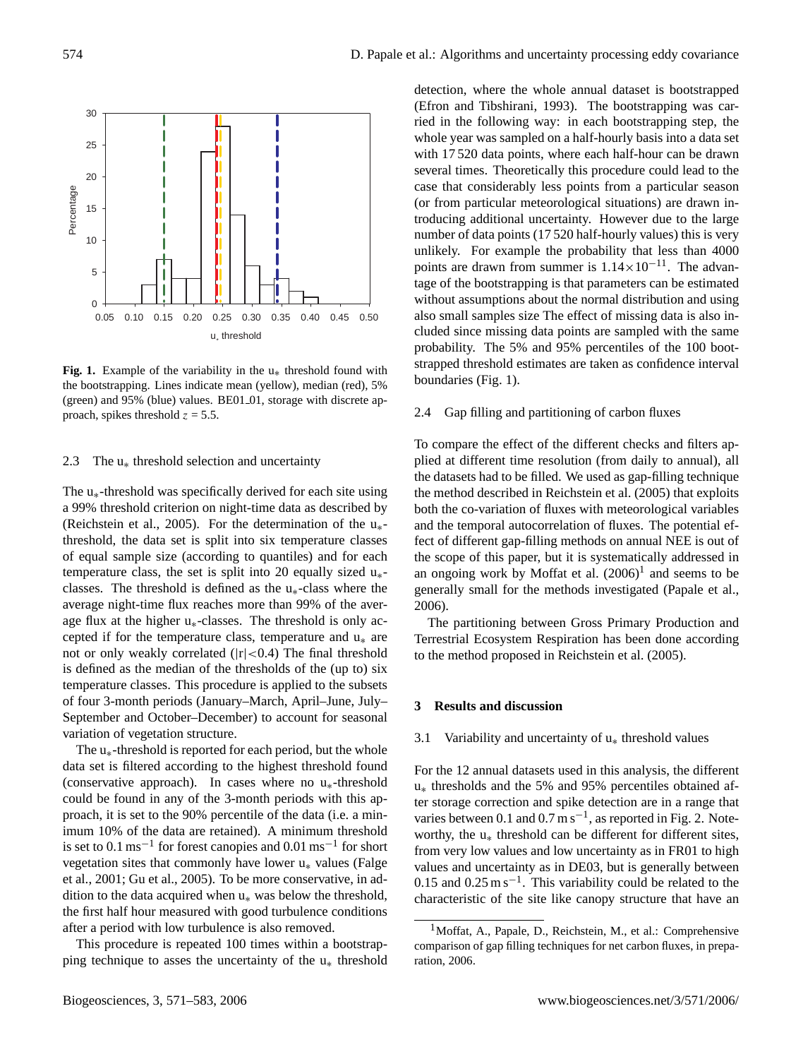**Fig. 1.** Example of the variability in the $u_*$ threshold found with the bootstrapping. Lines indicate mean (yellow), median (red), 5% (green) and 95% (blue) values. BE01_01, storage with discrete approach, spikes threshold $z = 5.5$.

### 2.3 The $u_*$ threshold selection and uncertainty

The $u_*$-threshold was specifically derived for each site using a 99% threshold criterion on night-time data as described by (Reichstein et al., 2005). For the determination of the $u_*$-threshold, the data set is split into six temperature classes of equal sample size (according to quantiles) and for each temperature class, the set is split into 20 equally sized $u_*$-classes. The threshold is defined as the $u_*$-class where the average night-time flux reaches more than 99% of the average flux at the higher $u_*$-classes. The threshold is only accepted if for the temperature class, temperature and $u_*$ are not or only weakly correlated ($|r|<0.4$) The final threshold is defined as the median of the thresholds of the (up to) six temperature classes. This procedure is applied to the subsets of four 3-month periods (January–March, April–June, July–September and October–December) to account for seasonal variation of vegetation structure.

The $u_*$-threshold is reported for each period, but the whole data set is filtered according to the highest threshold found (conservative approach). In cases where no $u_*$-threshold could be found in any of the 3-month periods with this approach, it is set to the 90% percentile of the data (i.e. a minimum 10% of the data are retained). A minimum threshold is set to $0.1\,\mathrm{ms}^{-1}$ for forest canopies and $0.01\,\mathrm{ms}^{-1}$ for short vegetation sites that commonly have lower $u_*$ values (Falge et al., 2001; Gu et al., 2005). To be more conservative, in addition to the data acquired when $u_*$ was below the threshold, the first half hour measured with good turbulence conditions after a period with low turbulence is also removed.

This procedure is repeated 100 times within a bootstrapping technique to asses the uncertainty of the $u_*$ threshold detection, where the whole annual dataset is bootstrapped (Efron and Tibshirani, 1993). The bootstrapping was carried in the following way: in each bootstrapping step, the whole year was sampled on a half-hourly basis into a data set with 17 520 data points, where each half-hour can be drawn several times. Theoretically this procedure could lead to the case that considerably less points from a particular season (or from particular meteorological situations) are drawn introducing additional uncertainty. However due to the large number of data points (17 520 half-hourly values) this is very unlikely. For example the probability that less than 4000 points are drawn from summer is $1.14\times10^{-11}$. The advantage of the bootstrapping is that parameters can be estimated without assumptions about the normal distribution and using also small samples size The effect of missing data is also included since missing data points are sampled with the same probability. The 5% and 95% percentiles of the 100 bootstrapped threshold estimates are taken as confidence interval boundaries (Fig. 1).

### 2.4 Gap filling and partitioning of carbon fluxes

To compare the effect of the different checks and filters applied at different time resolution (from daily to annual), all the datasets had to be filled. We used as gap-filling technique the method described in Reichstein et al. (2005) that exploits both the co-variation of fluxes with meteorological variables and the temporal autocorrelation of fluxes. The potential effect of different gap-filling methods on annual NEE is out of the scope of this paper, but it is systematically addressed in an ongoing work by Moffat et al. (2006)[1] and seems to be generally small for the methods investigated (Papale et al., 2006).

The partitioning between Gross Primary Production and Terrestrial Ecosystem Respiration has been done according to the method proposed in Reichstein et al. (2005).

## 3 Results and discussion

### 3.1 Variability and uncertainty of $u_*$ threshold values

For the 12 annual datasets used in this analysis, the different $u_*$ thresholds and the 5% and 95% percentiles obtained after storage correction and spike detection are in a range that varies between 0.1 and $0.7\,\mathrm{m\,s}^{-1}$, as reported in Fig. 2. Noteworthy, the $u_*$ threshold can be different for different sites, from very low values and low uncertainty as in FR01 to high values and uncertainty as in DE03, but is generally between 0.15 and $0.25\,\mathrm{m\,s}^{-1}$. This variability could be related to the characteristic of the site like canopy structure that have an

[1] Moffat, A., Papale, D., Reichstein, M., et al.: Comprehensive comparison of gap filling techniques for net carbon fluxes, in preparation, 2006.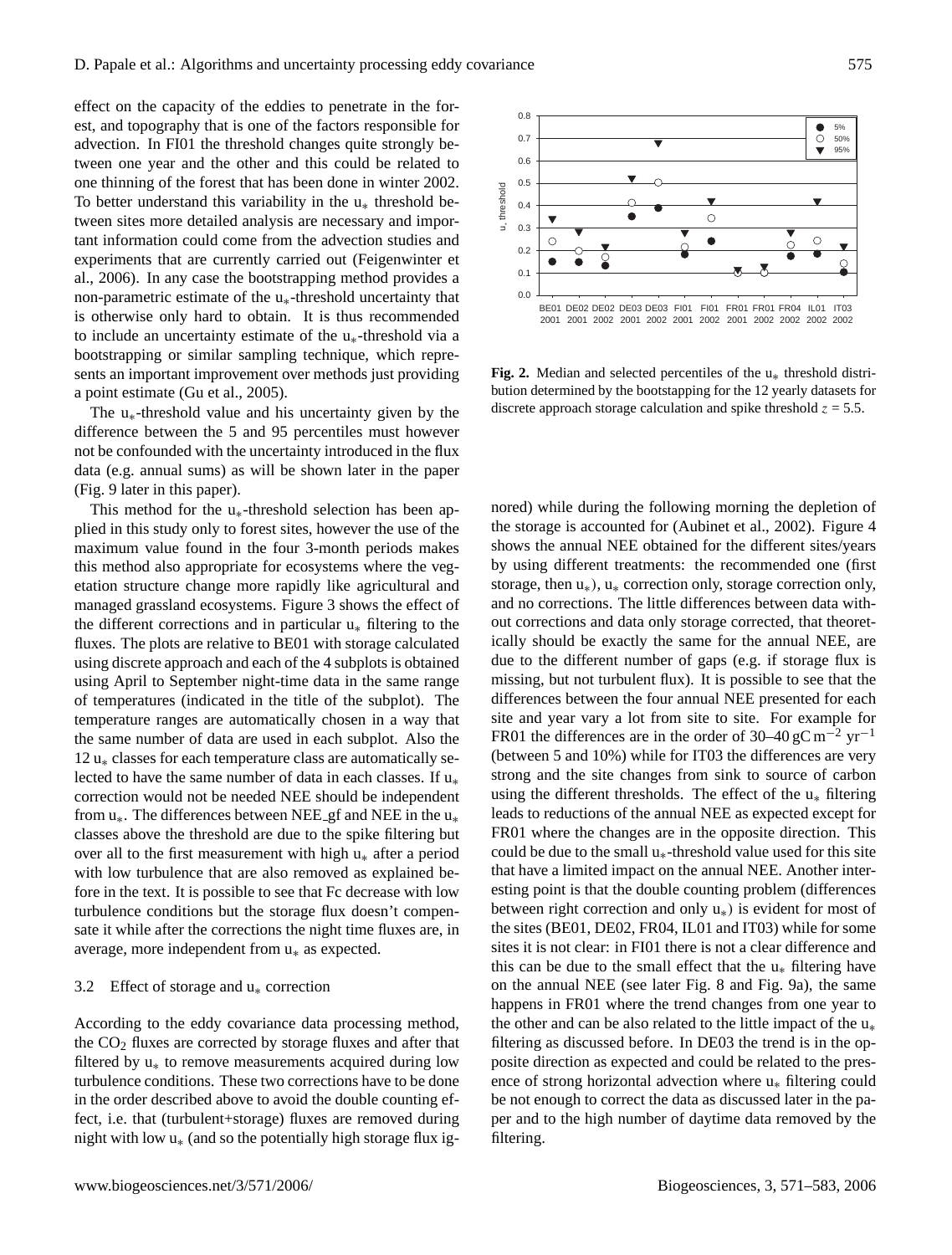effect on the capacity of the eddies to penetrate in the forest, and topography that is one of the factors responsible for advection. In FI01 the threshold changes quite strongly between one year and the other and this could be related to one thinning of the forest that has been done in winter 2002. To better understand this variability in the $u_*$ threshold between sites more detailed analysis are necessary and important information could come from the advection studies and experiments that are currently carried out (Feigenwinter et al., 2006). In any case the bootstrapping method provides a non-parametric estimate of the $u_*$-threshold uncertainty that is otherwise only hard to obtain. It is thus recommended to include an uncertainty estimate of the $u_*$-threshold via a bootstrapping or similar sampling technique, which represents an important improvement over methods just providing a point estimate (Gu et al., 2005).

The $u_*$-threshold value and his uncertainty given by the difference between the 5 and 95 percentiles must however not be confounded with the uncertainty introduced in the flux data (e.g. annual sums) as will be shown later in the paper (Fig. 9 later in this paper).

This method for the $u_*$-threshold selection has been applied in this study only to forest sites, however the use of the maximum value found in the four 3-month periods makes this method also appropriate for ecosystems where the vegetation structure change more rapidly like agricultural and managed grassland ecosystems. Figure 3 shows the effect of the different corrections and in particular $u_*$ filtering to the fluxes. The plots are relative to BE01 with storage calculated using discrete approach and each of the 4 subplots is obtained using April to September night-time data in the same range of temperatures (indicated in the title of the subplot). The temperature ranges are automatically chosen in a way that the same number of data are used in each subplot. Also the 12 $u_*$ classes for each temperature class are automatically selected to have the same number of data in each classes. If $u_*$ correction would not be needed NEE should be independent from $u_*$. The differences between NEE_gf and NEE in the $u_*$ classes above the threshold are due to the spike filtering but over all to the first measurement with high $u_*$ after a period with low turbulence that are also removed as explained before in the text. It is possible to see that Fc decrease with low turbulence conditions but the storage flux doesn't compensate it while after the corrections the night time fluxes are, in average, more independent from $u_*$ as expected.

**Fig. 2.** Median and selected percentiles of the $u_*$ threshold distribution determined by the bootstapping for the 12 yearly datasets for discrete approach storage calculation and spike threshold $z = 5.5$.

### 3.2 Effect of storage and $u_*$ correction

According to the eddy covariance data processing method, the $CO_2$ fluxes are corrected by storage fluxes and after that filtered by $u_*$ to remove measurements acquired during low turbulence conditions. These two corrections have to be done in the order described above to avoid the double counting effect, i.e. that (turbulent+storage) fluxes are removed during night with low $u_*$ (and so the potentially high storage flux ignored) while during the following morning the depletion of the storage is accounted for (Aubinet et al., 2002). Figure 4 shows the annual NEE obtained for the different sites/years by using different treatments: the recommended one (first storage, then $u_*$), $u_*$ correction only, storage correction only, and no corrections. The little differences between data without corrections and data only storage corrected, that theoretically should be exactly the same for the annual NEE, are due to the different number of gaps (e.g. if storage flux is missing, but not turbulent flux). It is possible to see that the differences between the four annual NEE presented for each site and year vary a lot from site to site. For example for FR01 the differences are in the order of 30–40 $\text{gC m}^{-2}\text{ yr}^{-1}$ (between 5 and 10%) while for IT03 the differences are very strong and the site changes from sink to source of carbon using the different thresholds. The effect of the $u_*$ filtering leads to reductions of the annual NEE as expected except for FR01 where the changes are in the opposite direction. This could be due to the small $u_*$-threshold value used for this site that have a limited impact on the annual NEE. Another interesting point is that the double counting problem (differences between right correction and only $u_*$) is evident for most of the sites (BE01, DE02, FR04, IL01 and IT03) while for some sites it is not clear: in FI01 there is not a clear difference and this can be due to the small effect that the $u_*$ filtering have on the annual NEE (see later Fig. 8 and Fig. 9a), the same happens in FR01 where the trend changes from one year to the other and can be also related to the little impact of the $u_*$ filtering as discussed before. In DE03 the trend is in the opposite direction as expected and could be related to the presence of strong horizontal advection where $u_*$ filtering could be not enough to correct the data as discussed later in the paper and to the high number of daytime data removed by the filtering.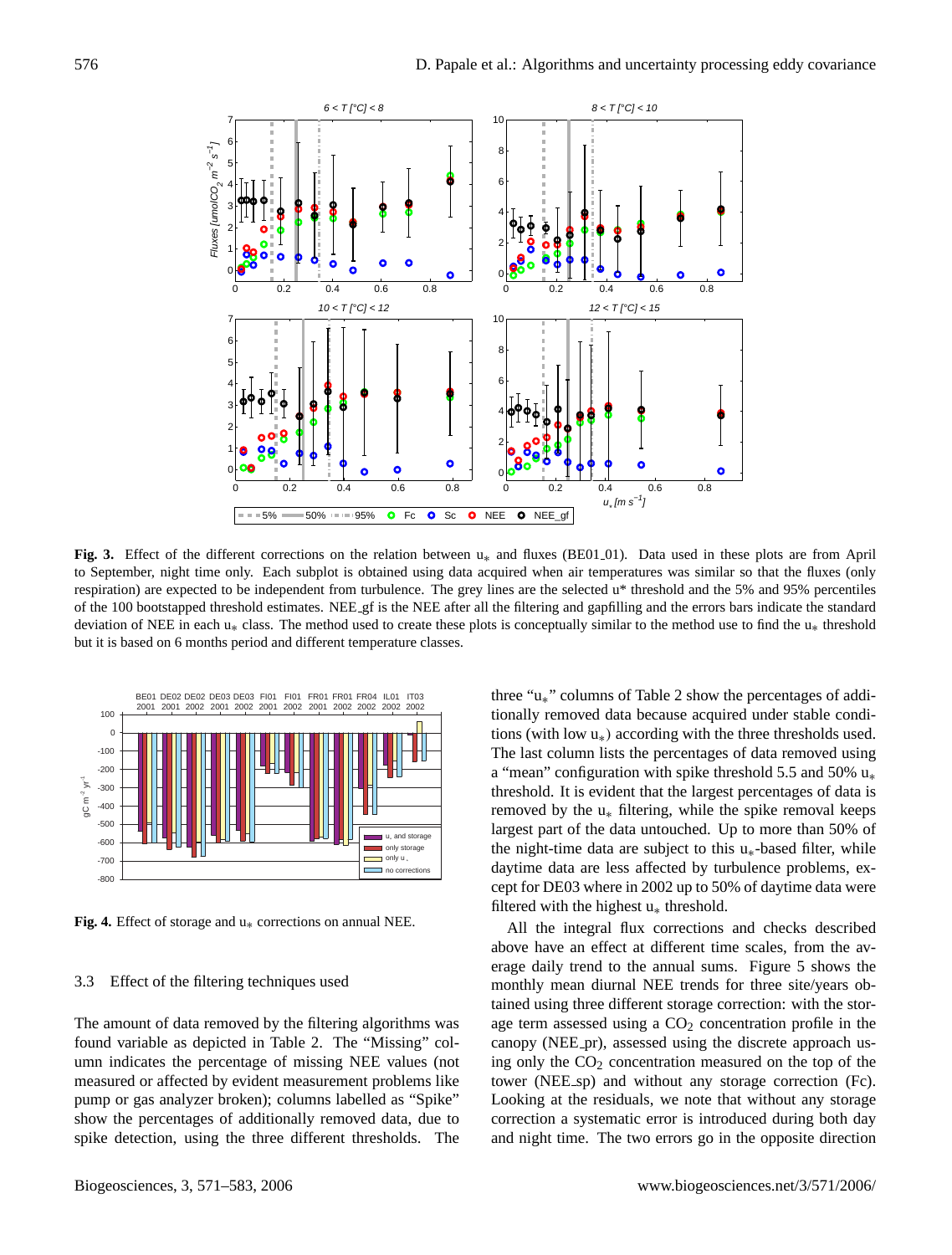**Fig. 3.** Effect of the different corrections on the relation between $u_*$ and fluxes (BE01_01). Data used in these plots are from April to September, night time only. Each subplot is obtained using data acquired when air temperatures was similar so that the fluxes (only respiration) are expected to be independent from turbulence. The grey lines are the selected u* threshold and the 5% and 95% percentiles of the 100 bootstapped threshold estimates. NEE_gf is the NEE after all the filtering and gapfilling and the errors bars indicate the standard deviation of NEE in each $u_*$ class. The method used to create these plots is conceptually similar to the method use to find the $u_*$ threshold but it is based on 6 months period and different temperature classes.

**Fig. 4.** Effect of storage and $u_*$ corrections on annual NEE.

### 3.3 Effect of the filtering techniques used

The amount of data removed by the filtering algorithms was found variable as depicted in Table 2. The "Missing" column indicates the percentage of missing NEE values (not measured or affected by evident measurement problems like pump or gas analyzer broken); columns labelled as "Spike" show the percentages of additionally removed data, due to spike detection, using the three different thresholds. The three "$u_*$" columns of Table 2 show the percentages of additionally removed data because acquired under stable conditions (with low $u_*$) according with the three thresholds used. The last column lists the percentages of data removed using a "mean" configuration with spike threshold 5.5 and 50% $u_*$ threshold. It is evident that the largest percentages of data is removed by the $u_*$ filtering, while the spike removal keeps largest part of the data untouched. Up to more than 50% of the night-time data are subject to this $u_*$-based filter, while daytime data are less affected by turbulence problems, except for DE03 where in 2002 up to 50% of daytime data were filtered with the highest $u_*$ threshold.

All the integral flux corrections and checks described above have an effect at different time scales, from the average daily trend to the annual sums. Figure 5 shows the monthly mean diurnal NEE trends for three site/years obtained using three different storage correction: with the storage term assessed using a $CO_2$ concentration profile in the canopy (NEE_pr), assessed using the discrete approach using only the $CO_2$ concentration measured on the top of the tower (NEE_sp) and without any storage correction (Fc). Looking at the residuals, we note that without any storage correction a systematic error is introduced during both day and night time. The two errors go in the opposite direction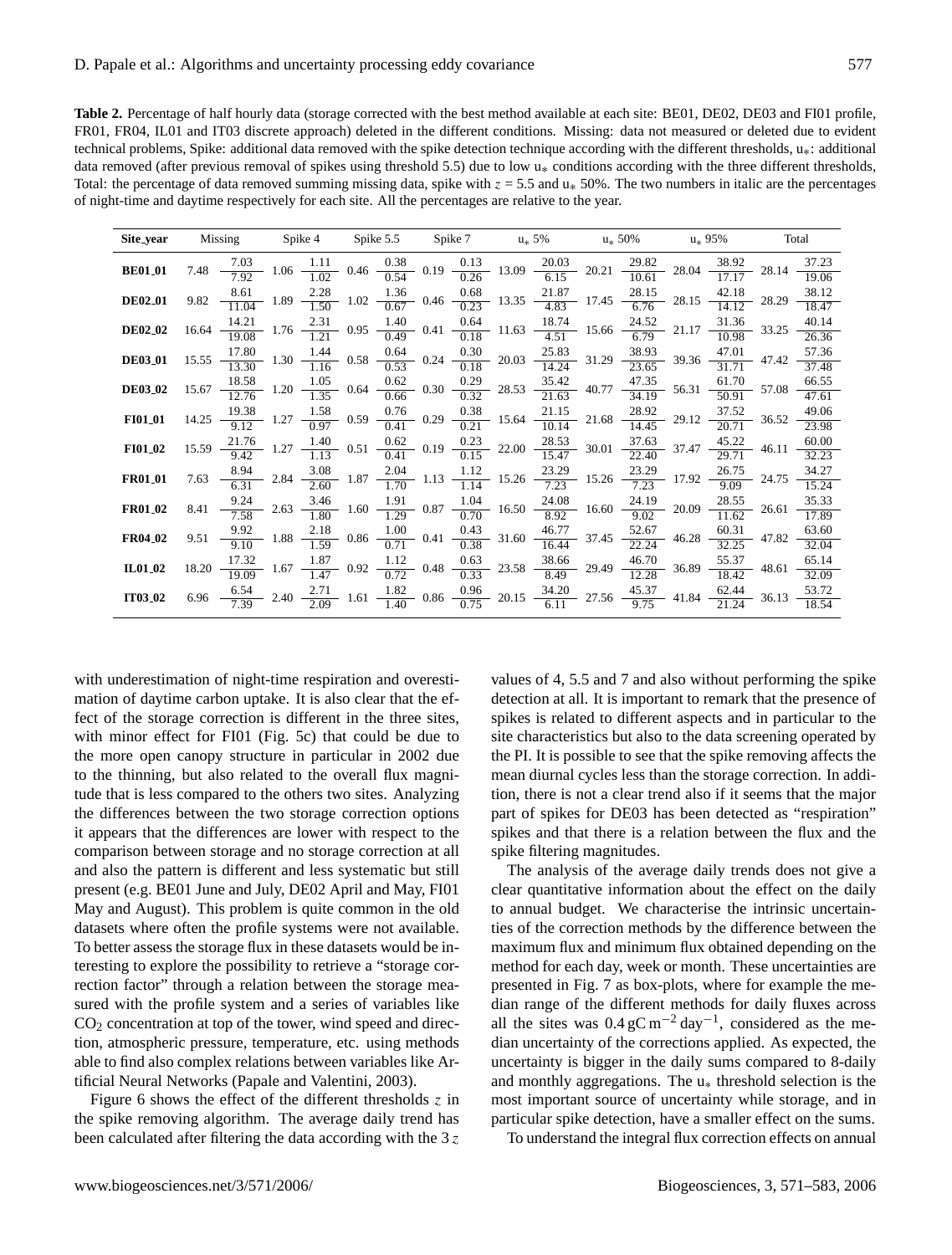**Table 2.** Percentage of half hourly data (storage corrected with the best method available at each site: BE01, DE02, DE03 and FI01 profile, FR01, FR04, IL01 and IT03 discrete approach) deleted in the different conditions. Missing: data not measured or deleted due to evident technical problems, Spike: additional data removed with the spike detection technique according with the different thresholds, $u_*$: additional data removed (after previous removal of spikes using threshold 5.5) due to low $u_*$ conditions according with the three different thresholds, Total: the percentage of data removed summing missing data, spike with $z$ = 5.5 and $u_*$ 50%. The two numbers in italic are the percentages of night-time and daytime respectively for each site. All the percentages are relative to the year.

| Site_year | Missing | | Spike 4 | | Spike 5.5 | | Spike 7 | | $u_*$ 5% | | $u_*$ 50% | | $u_*$ 95% | | Total | |
|---|---|---|---|---|---|---|---|---|---|---|---|---|---|---|---|---|
| **BE01_01** | 7.48 | *7.03* / *7.92* | 1.06 | *1.11* / *1.02* | 0.46 | *0.38* / *0.54* | 0.19 | *0.13* / *0.26* | 13.09 | *20.03* / *6.15* | 20.21 | *29.82* / *10.61* | 28.04 | *38.92* / *17.17* | 28.14 | *37.23* / *19.06* |
| **DE02_01** | 9.82 | *8.61* / *11.04* | 1.89 | *2.28* / *1.50* | 1.02 | *1.36* / *0.67* | 0.46 | *0.68* / *0.23* | 13.35 | *21.87* / *4.83* | 17.45 | *28.15* / *6.76* | 28.15 | *42.18* / *14.12* | 28.29 | *38.12* / *18.47* |
| **DE02_02** | 16.64 | *14.21* / *19.08* | 1.76 | *2.31* / *1.21* | 0.95 | *1.40* / *0.49* | 0.41 | *0.64* / *0.18* | 11.63 | *18.74* / *4.51* | 15.66 | *24.52* / *6.79* | 21.17 | *31.36* / *10.98* | 33.25 | *40.14* / *26.36* |
| **DE03_01** | 15.55 | *17.80* / *13.30* | 1.30 | *1.44* / *1.16* | 0.58 | *0.64* / *0.53* | 0.24 | *0.30* / *0.18* | 20.03 | *25.83* / *14.24* | 31.29 | *38.93* / *23.65* | 39.36 | *47.01* / *31.71* | 47.42 | *57.36* / *37.48* |
| **DE03_02** | 15.67 | *18.58* / *12.76* | 1.20 | *1.05* / *1.35* | 0.64 | *0.62* / *0.66* | 0.30 | *0.29* / *0.32* | 28.53 | *35.42* / *21.63* | 40.77 | *47.35* / *34.19* | 56.31 | *61.70* / *50.91* | 57.08 | *66.55* / *47.61* |
| **FI01_01** | 14.25 | *19.38* / *9.12* | 1.27 | *1.58* / *0.97* | 0.59 | *0.76* / *0.41* | 0.29 | *0.38* / *0.21* | 15.64 | *21.15* / *10.14* | 21.68 | *28.92* / *14.45* | 29.12 | *37.52* / *20.71* | 36.52 | *49.06* / *23.98* |
| **FI01_02** | 15.59 | *21.76* / *9.42* | 1.27 | *1.40* / *1.13* | 0.51 | *0.62* / *0.41* | 0.19 | *0.23* / *0.15* | 22.00 | *28.53* / *15.47* | 30.01 | *37.63* / *22.40* | 37.47 | *45.22* / *29.71* | 46.11 | *60.00* / *32.23* |
| **FR01_01** | 7.63 | *8.94* / *6.31* | 2.84 | *3.08* / *2.60* | 1.87 | *2.04* / *1.70* | 1.13 | *1.12* / *1.14* | 15.26 | *23.29* / *7.23* | 15.26 | *23.29* / *7.23* | 17.92 | *26.75* / *9.09* | 24.75 | *34.27* / *15.24* |
| **FR01_02** | 8.41 | *9.24* / *7.58* | 2.63 | *3.46* / *1.80* | 1.60 | *1.91* / *1.29* | 0.87 | *1.04* / *0.70* | 16.50 | *24.08* / *8.92* | 16.60 | *24.19* / *9.02* | 20.09 | *28.55* / *11.62* | 26.61 | *35.33* / *17.89* |
| **FR04_02** | 9.51 | *9.92* / *9.10* | 1.88 | *2.18* / *1.59* | 0.86 | *1.00* / *0.71* | 0.41 | *0.43* / *0.38* | 31.60 | *46.77* / *16.44* | 37.45 | *52.67* / *22.24* | 46.28 | *60.31* / *32.25* | 47.82 | *63.60* / *32.04* |
| **IL01_02** | 18.20 | *17.32* / *19.09* | 1.67 | *1.87* / *1.47* | 0.92 | *1.12* / *0.72* | 0.48 | *0.63* / *0.33* | 23.58 | *38.66* / *8.49* | 29.49 | *46.70* / *12.28* | 36.89 | *55.37* / *18.42* | 48.61 | *65.14* / *32.09* |
| **IT03_02** | 6.96 | *6.54* / *7.39* | 2.40 | *2.71* / *2.09* | 1.61 | *1.82* / *1.40* | 0.86 | *0.96* / *0.75* | 20.15 | *34.20* / *6.11* | 27.56 | *45.37* / *9.75* | 41.84 | *62.44* / *21.24* | 36.13 | *53.72* / *18.54* |

with underestimation of night-time respiration and overestimation of daytime carbon uptake. It is also clear that the effect of the storage correction is different in the three sites, with minor effect for FI01 (Fig. 5c) that could be due to the more open canopy structure in particular in 2002 due to the thinning, but also related to the overall flux magnitude that is less compared to the others two sites. Analyzing the differences between the two storage correction options it appears that the differences are lower with respect to the comparison between storage and no storage correction at all and also the pattern is different and less systematic but still present (e.g. BE01 June and July, DE02 April and May, FI01 May and August). This problem is quite common in the old datasets where often the profile systems were not available. To better assess the storage flux in these datasets would be interesting to explore the possibility to retrieve a "storage correction factor" through a relation between the storage measured with the profile system and a series of variables like $CO_2$ concentration at top of the tower, wind speed and direction, atmospheric pressure, temperature, etc. using methods able to find also complex relations between variables like Artificial Neural Networks (Papale and Valentini, 2003).

Figure 6 shows the effect of the different thresholds $z$ in the spike removing algorithm. The average daily trend has been calculated after filtering the data according with the 3 $z$ values of 4, 5.5 and 7 and also without performing the spike detection at all. It is important to remark that the presence of spikes is related to different aspects and in particular to the site characteristics but also to the data screening operated by the PI. It is possible to see that the spike removing affects the mean diurnal cycles less than the storage correction. In addition, there is not a clear trend also if it seems that the major part of spikes for DE03 has been detected as "respiration" spikes and that there is a relation between the flux and the spike filtering magnitudes.

The analysis of the average daily trends does not give a clear quantitative information about the effect on the daily to annual budget. We characterise the intrinsic uncertainties of the correction methods by the difference between the maximum flux and minimum flux obtained depending on the method for each day, week or month. These uncertainties are presented in Fig. 7 as box-plots, where for example the median range of the different methods for daily fluxes across all the sites was $0.4\,\mathrm{gC\,m^{-2}\,day^{-1}}$, considered as the median uncertainty of the corrections applied. As expected, the uncertainty is bigger in the daily sums compared to 8-daily and monthly aggregations. The $u_*$ threshold selection is the most important source of uncertainty while storage, and in particular spike detection, have a smaller effect on the sums.

To understand the integral flux correction effects on annual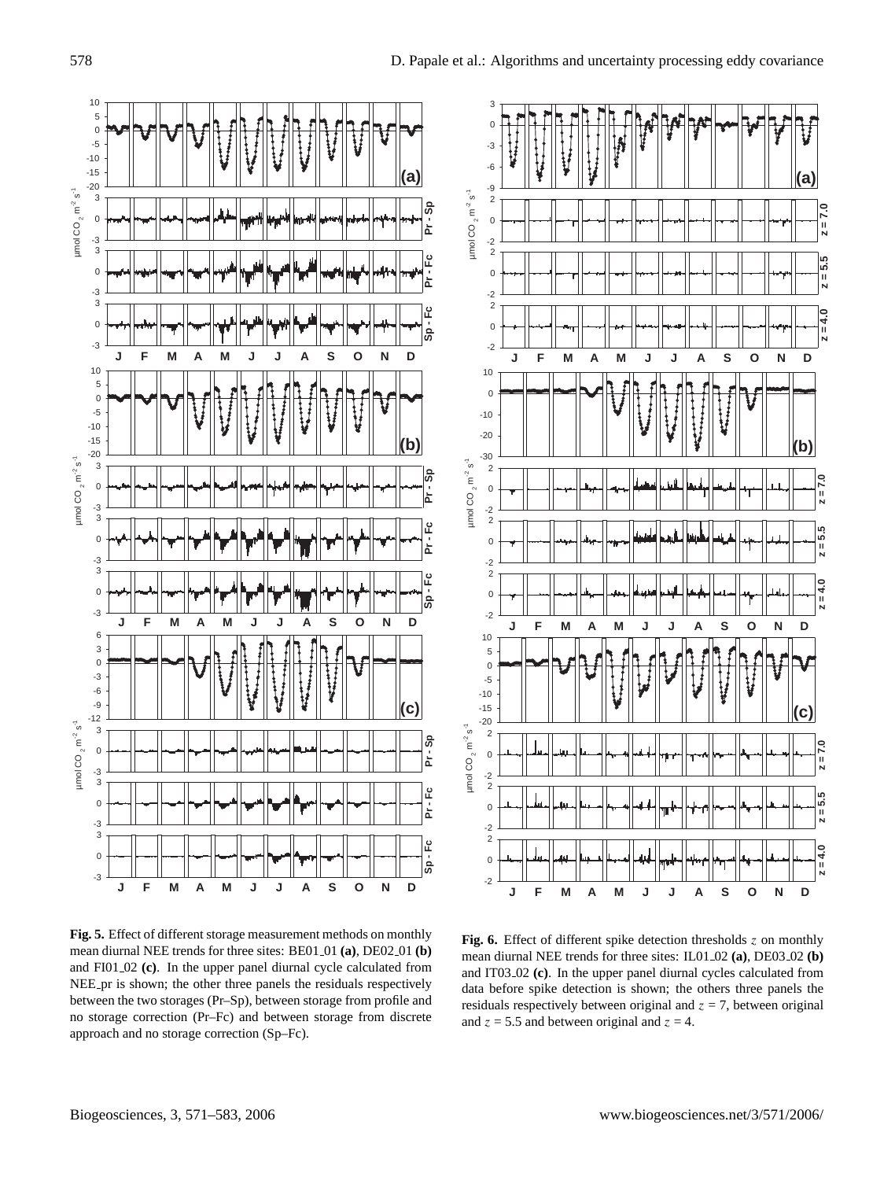**Fig. 5.** Effect of different storage measurement methods on monthly mean diurnal NEE trends for three sites: BE01_01 **(a)**, DE02_01 **(b)** and FI01_02 **(c)**. In the upper panel diurnal cycle calculated from NEE_pr is shown; the other three panels the residuals respectively between the two storages (Pr–Sp), between storage from profile and no storage correction (Pr–Fc) and between storage from discrete approach and no storage correction (Sp–Fc).

**Fig. 6.** Effect of different spike detection thresholds $z$ on monthly mean diurnal NEE trends for three sites: IL01_02 **(a)**, DE03_02 **(b)** and IT03_02 **(c)**. In the upper panel diurnal cycles calculated from data before spike detection is shown; the others three panels the residuals respectively between original and $z = 7$, between original and $z = 5.5$ and between original and $z = 4$.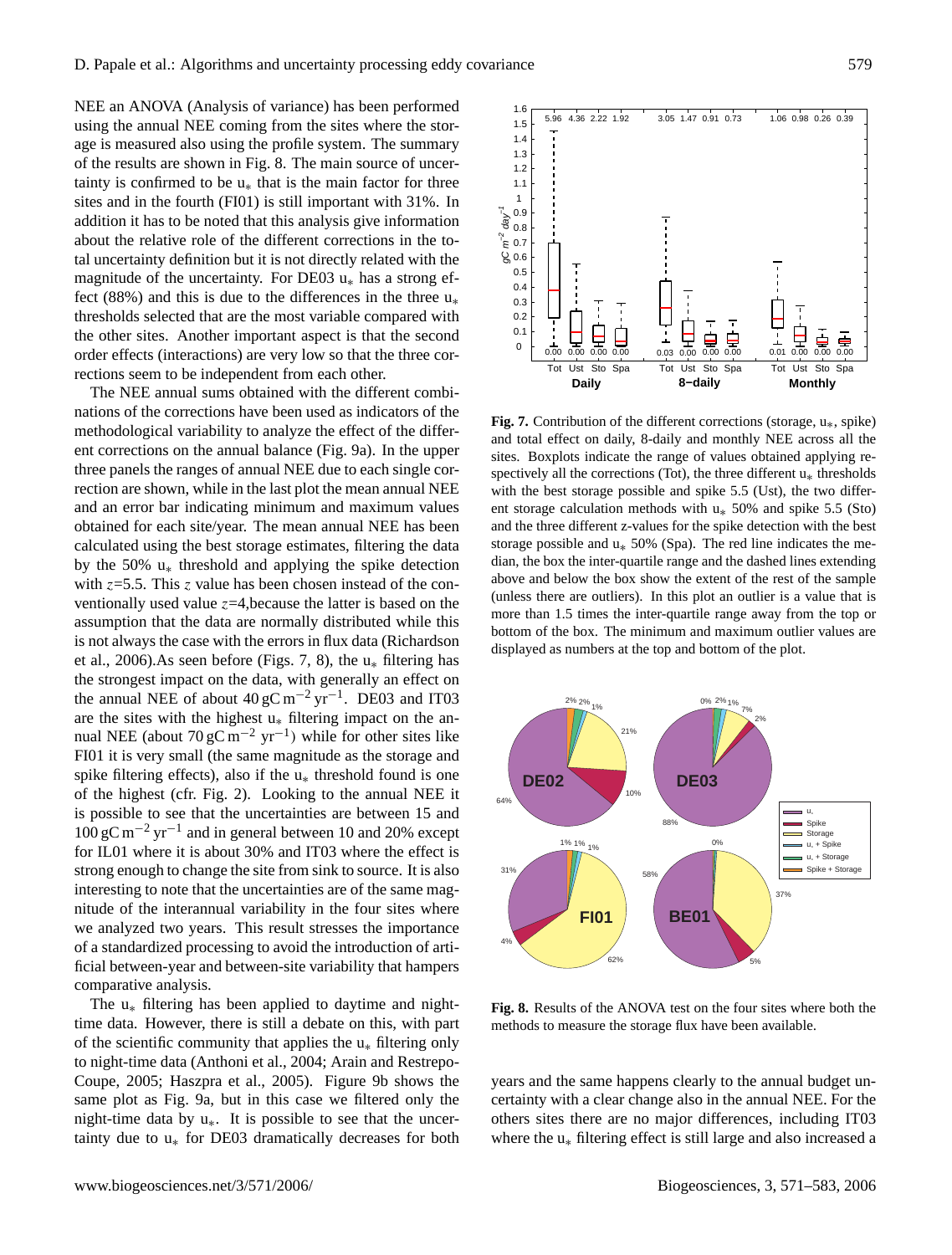NEE an ANOVA (Analysis of variance) has been performed using the annual NEE coming from the sites where the storage is measured also using the profile system. The summary of the results are shown in Fig. 8. The main source of uncertainty is confirmed to be $u_*$ that is the main factor for three sites and in the fourth (FI01) is still important with 31%. In addition it has to be noted that this analysis give information about the relative role of the different corrections in the total uncertainty definition but it is not directly related with the magnitude of the uncertainty. For DE03 $u_*$ has a strong effect (88%) and this is due to the differences in the three $u_*$ thresholds selected that are the most variable compared with the other sites. Another important aspect is that the second order effects (interactions) are very low so that the three corrections seem to be independent from each other.

The NEE annual sums obtained with the different combinations of the corrections have been used as indicators of the methodological variability to analyze the effect of the different corrections on the annual balance (Fig. 9a). In the upper three panels the ranges of annual NEE due to each single correction are shown, while in the last plot the mean annual NEE and an error bar indicating minimum and maximum values obtained for each site/year. The mean annual NEE has been calculated using the best storage estimates, filtering the data by the 50% $u_*$ threshold and applying the spike detection with $z$=5.5. This $z$ value has been chosen instead of the conventionally used value $z$=4,because the latter is based on the assumption that the data are normally distributed while this is not always the case with the errors in flux data (Richardson et al., 2006).As seen before (Figs. 7, 8), the $u_*$ filtering has the strongest impact on the data, with generally an effect on the annual NEE of about 40 $\mathrm{gC\,m^{-2}\,yr^{-1}}$. DE03 and IT03 are the sites with the highest $u_*$ filtering impact on the annual NEE (about 70 $\mathrm{gC\,m^{-2}\,yr^{-1}}$) while for other sites like FI01 it is very small (the same magnitude as the storage and spike filtering effects), also if the $u_*$ threshold found is one of the highest (cfr. Fig. 2). Looking to the annual NEE it is possible to see that the uncertainties are between 15 and 100 $\mathrm{gC\,m^{-2}\,yr^{-1}}$ and in general between 10 and 20% except for IL01 where it is about 30% and IT03 where the effect is strong enough to change the site from sink to source. It is also interesting to note that the uncertainties are of the same magnitude of the interannual variability in the four sites where we analyzed two years. This result stresses the importance of a standardized processing to avoid the introduction of artificial between-year and between-site variability that hampers comparative analysis.

The $u_*$ filtering has been applied to daytime and nighttime data. However, there is still a debate on this, with part of the scientific community that applies the $u_*$ filtering only to night-time data (Anthoni et al., 2004; Arain and Restrepo-Coupe, 2005; Haszpra et al., 2005). Figure 9b shows the same plot as Fig. 9a, but in this case we filtered only the night-time data by $u_*$. It is possible to see that the uncertainty due to $u_*$ for DE03 dramatically decreases for both years and the same happens clearly to the annual budget uncertainty with a clear change also in the annual NEE. For the others sites there are no major differences, including IT03 where the $u_*$ filtering effect is still large and also increased a

**Fig. 7.** Contribution of the different corrections (storage, $u_*$, spike) and total effect on daily, 8-daily and monthly NEE across all the sites. Boxplots indicate the range of values obtained applying respectively all the corrections (Tot), the three different $u_*$ thresholds with the best storage possible and spike 5.5 (Ust), the two different storage calculation methods with $u_*$ 50% and spike 5.5 (Sto) and the three different z-values for the spike detection with the best storage possible and $u_*$ 50% (Spa). The red line indicates the median, the box the inter-quartile range and the dashed lines extending above and below the box show the extent of the rest of the sample (unless there are outliers). In this plot an outlier is a value that is more than 1.5 times the inter-quartile range away from the top or bottom of the box. The minimum and maximum outlier values are displayed as numbers at the top and bottom of the plot.

**Fig. 8.** Results of the ANOVA test on the four sites where both the methods to measure the storage flux have been available.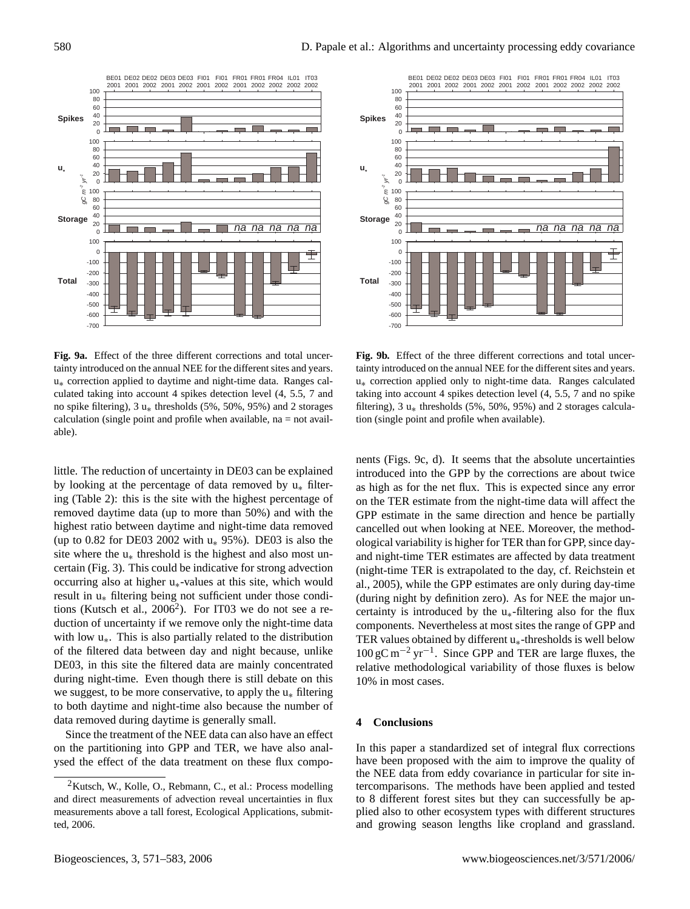**Fig. 9a.** Effect of the three different corrections and total uncertainty introduced on the annual NEE for the different sites and years. $u_*$ correction applied to daytime and night-time data. Ranges calculated taking into account 4 spikes detection level (4, 5.5, 7 and no spike filtering), 3 $u_*$ thresholds (5%, 50%, 95%) and 2 storages calculation (single point and profile when available, na = not available).

**Fig. 9b.** Effect of the three different corrections and total uncertainty introduced on the annual NEE for the different sites and years. $u_*$ correction applied only to night-time data. Ranges calculated taking into account 4 spikes detection level (4, 5.5, 7 and no spike filtering), 3 $u_*$ thresholds (5%, 50%, 95%) and 2 storages calculation (single point and profile when available).

little. The reduction of uncertainty in DE03 can be explained by looking at the percentage of data removed by $u_*$ filtering (Table 2): this is the site with the highest percentage of removed daytime data (up to more than 50%) and with the highest ratio between daytime and night-time data removed (up to 0.82 for DE03 2002 with $u_*$ 95%). DE03 is also the site where the $u_*$ threshold is the highest and also most uncertain (Fig. 3). This could be indicative for strong advection occurring also at higher $u_*$-values at this site, which would result in $u_*$ filtering being not sufficient under those conditions (Kutsch et al., 2006[2]). For IT03 we do not see a reduction of uncertainty if we remove only the night-time data with low $u_*$. This is also partially related to the distribution of the filtered data between day and night because, unlike DE03, in this site the filtered data are mainly concentrated during night-time. Even though there is still debate on this we suggest, to be more conservative, to apply the $u_*$ filtering to both daytime and night-time also because the number of data removed during daytime is generally small.

Since the treatment of the NEE data can also have an effect on the partitioning into GPP and TER, we have also analysed the effect of the data treatment on these flux components (Figs. 9c, d). It seems that the absolute uncertainties introduced into the GPP by the corrections are about twice as high as for the net flux. This is expected since any error on the TER estimate from the night-time data will affect the GPP estimate in the same direction and hence be partially cancelled out when looking at NEE. Moreover, the methodological variability is higher for TER than for GPP, since day- and night-time TER estimates are affected by data treatment (night-time TER is extrapolated to the day, cf. Reichstein et al., 2005), while the GPP estimates are only during day-time (during night by definition zero). As for NEE the major uncertainty is introduced by the $u_*$-filtering also for the flux components. Nevertheless at most sites the range of GPP and TER values obtained by different $u_*$-thresholds is well below $100\,\mathrm{gC\,m^{-2}\,yr^{-1}}$. Since GPP and TER are large fluxes, the relative methodological variability of those fluxes is below 10% in most cases.

## 4 Conclusions

In this paper a standardized set of integral flux corrections have been proposed with the aim to improve the quality of the NEE data from eddy covariance in particular for site intercomparisons. The methods have been applied and tested to 8 different forest sites but they can successfully be applied also to other ecosystem types with different structures and growing season lengths like cropland and grassland.

[2] Kutsch, W., Kolle, O., Rebmann, C., et al.: Process modelling and direct measurements of advection reveal uncertainties in flux measurements above a tall forest, Ecological Applications, submitted, 2006.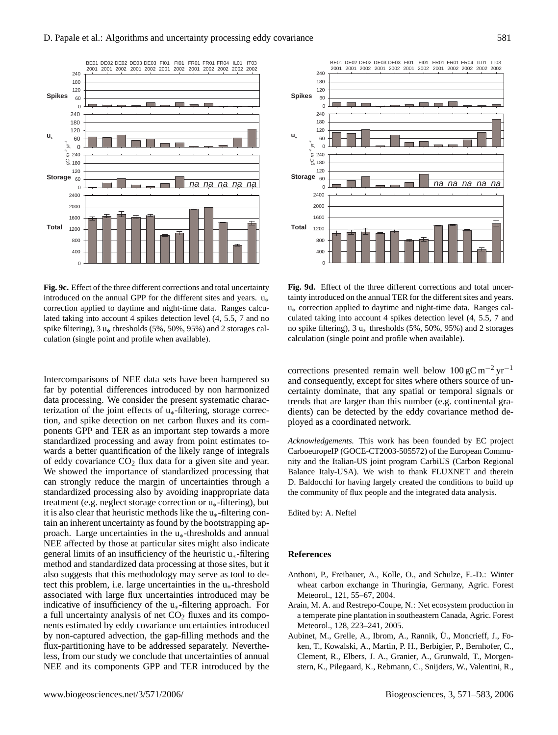**Fig. 9c.** Effect of the three different corrections and total uncertainty introduced on the annual GPP for the different sites and years. $u_*$ correction applied to daytime and night-time data. Ranges calculated taking into account 4 spikes detection level (4, 5.5, 7 and no spike filtering), 3 $u_*$ thresholds (5%, 50%, 95%) and 2 storages calculation (single point and profile when available).

**Fig. 9d.** Effect of the three different corrections and total uncertainty introduced on the annual TER for the different sites and years. $u_*$ correction applied to daytime and night-time data. Ranges calculated taking into account 4 spikes detection level (4, 5.5, 7 and no spike filtering), 3 $u_*$ thresholds (5%, 50%, 95%) and 2 storages calculation (single point and profile when available).

Intercomparisons of NEE data sets have been hampered so far by potential differences introduced by non harmonized data processing. We consider the present systematic characterization of the joint effects of $u_*$-filtering, storage correction, and spike detection on net carbon fluxes and its components GPP and TER as an important step towards a more standardized processing and away from point estimates towards a better quantification of the likely range of integrals of eddy covariance $CO_2$ flux data for a given site and year. We showed the importance of standardized processing that can strongly reduce the margin of uncertainties through a standardized processing also by avoiding inappropriate data treatment (e.g. neglect storage correction or $u_*$-filtering), but it is also clear that heuristic methods like the $u_*$-filtering contain an inherent uncertainty as found by the bootstrapping approach. Large uncertainties in the $u_*$-thresholds and annual NEE affected by those at particular sites might also indicate general limits of an insufficiency of the heuristic $u_*$-filtering method and standardized data processing at those sites, but it also suggests that this methodology may serve as tool to detect this problem, i.e. large uncertainties in the $u_*$-threshold associated with large flux uncertainties introduced may be indicative of insufficiency of the $u_*$-filtering approach. For a full uncertainty analysis of net $CO_2$ fluxes and its components estimated by eddy covariance uncertainties introduced by non-captured advection, the gap-filling methods and the flux-partitioning have to be addressed separately. Nevertheless, from our study we conclude that uncertainties of annual NEE and its components GPP and TER introduced by the corrections presented remain well below $100\,\mathrm{gC\,m^{-2}\,yr^{-1}}$ and consequently, except for sites where others source of uncertainty dominate, that any spatial or temporal signals or trends that are larger than this number (e.g. continental gradients) can be detected by the eddy covariance method deployed as a coordinated network.

*Acknowledgements.* This work has been founded by EC project CarboeuropeIP (GOCE-CT2003-505572) of the European Community and the Italian-US joint program CarbiUS (Carbon Regional Balance Italy-USA). We wish to thank FLUXNET and therein D. Baldocchi for having largely created the conditions to build up the community of flux people and the integrated data analysis.

Edited by: A. Neftel

## References

- Anthoni, P., Freibauer, A., Kolle, O., and Schulze, E.-D.: Winter wheat carbon exchange in Thuringia, Germany, Agric. Forest Meteorol., 121, 55–67, 2004.
- Arain, M. A. and Restrepo-Coupe, N.: Net ecosystem production in a temperate pine plantation in southeastern Canada, Agric. Forest Meteorol., 128, 223–241, 2005.
- Aubinet, M., Grelle, A., Ibrom, A., Rannik, Ü., Moncrieff, J., Foken, T., Kowalski, A., Martin, P. H., Berbigier, P., Bernhofer, C., Clement, R., Elbers, J. A., Granier, A., Grunwald, T., Morgenstern, K., Pilegaard, K., Rebmann, C., Snijders, W., Valentini, R.,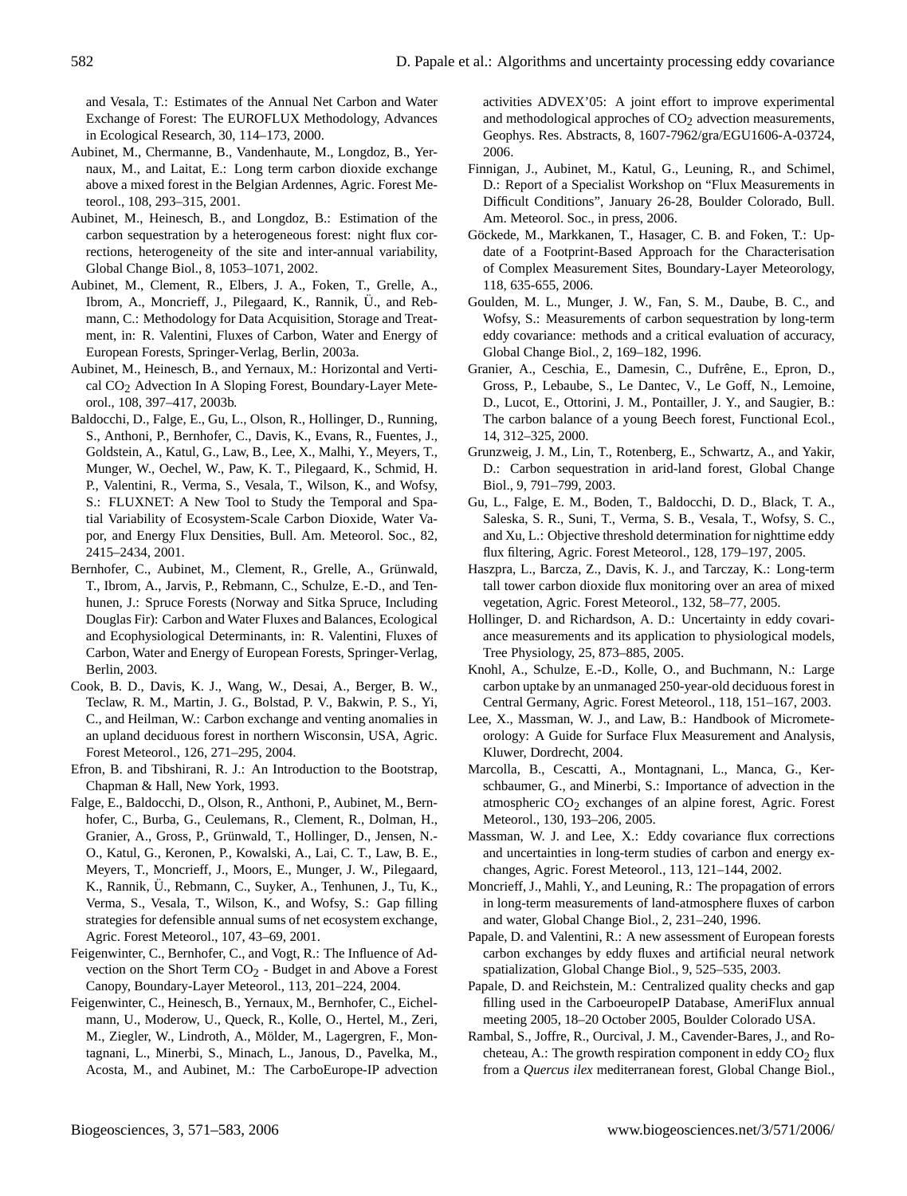and Vesala, T.: Estimates of the Annual Net Carbon and Water Exchange of Forest: The EUROFLUX Methodology, Advances in Ecological Research, 30, 114–173, 2000.

Aubinet, M., Chermanne, B., Vandenhaute, M., Longdoz, B., Yernaux, M., and Laitat, E.: Long term carbon dioxide exchange above a mixed forest in the Belgian Ardennes, Agric. Forest Meteorol., 108, 293–315, 2001.

Aubinet, M., Heinesch, B., and Longdoz, B.: Estimation of the carbon sequestration by a heterogeneous forest: night flux corrections, heterogeneity of the site and inter-annual variability, Global Change Biol., 8, 1053–1071, 2002.

Aubinet, M., Clement, R., Elbers, J. A., Foken, T., Grelle, A., Ibrom, A., Moncrieff, J., Pilegaard, K., Rannik, Ü., and Rebmann, C.: Methodology for Data Acquisition, Storage and Treatment, in: R. Valentini, Fluxes of Carbon, Water and Energy of European Forests, Springer-Verlag, Berlin, 2003a.

Aubinet, M., Heinesch, B., and Yernaux, M.: Horizontal and Vertical $CO_2$ Advection In A Sloping Forest, Boundary-Layer Meteorol., 108, 397–417, 2003b.

Baldocchi, D., Falge, E., Gu, L., Olson, R., Hollinger, D., Running, S., Anthoni, P., Bernhofer, C., Davis, K., Evans, R., Fuentes, J., Goldstein, A., Katul, G., Law, B., Lee, X., Malhi, Y., Meyers, T., Munger, W., Oechel, W., Paw, K. T., Pilegaard, K., Schmid, H. P., Valentini, R., Verma, S., Vesala, T., Wilson, K., and Wofsy, S.: FLUXNET: A New Tool to Study the Temporal and Spatial Variability of Ecosystem-Scale Carbon Dioxide, Water Vapor, and Energy Flux Densities, Bull. Am. Meteorol. Soc., 82, 2415–2434, 2001.

Bernhofer, C., Aubinet, M., Clement, R., Grelle, A., Grünwald, T., Ibrom, A., Jarvis, P., Rebmann, C., Schulze, E.-D., and Tenhunen, J.: Spruce Forests (Norway and Sitka Spruce, Including Douglas Fir): Carbon and Water Fluxes and Balances, Ecological and Ecophysiological Determinants, in: R. Valentini, Fluxes of Carbon, Water and Energy of European Forests, Springer-Verlag, Berlin, 2003.

Cook, B. D., Davis, K. J., Wang, W., Desai, A., Berger, B. W., Teclaw, R. M., Martin, J. G., Bolstad, P. V., Bakwin, P. S., Yi, C., and Heilman, W.: Carbon exchange and venting anomalies in an upland deciduous forest in northern Wisconsin, USA, Agric. Forest Meteorol., 126, 271–295, 2004.

Efron, B. and Tibshirani, R. J.: An Introduction to the Bootstrap, Chapman & Hall, New York, 1993.

Falge, E., Baldocchi, D., Olson, R., Anthoni, P., Aubinet, M., Bernhofer, C., Burba, G., Ceulemans, R., Clement, R., Dolman, H., Granier, A., Gross, P., Grünwald, T., Hollinger, D., Jensen, N.-O., Katul, G., Keronen, P., Kowalski, A., Lai, C. T., Law, B. E., Meyers, T., Moncrieff, J., Moors, E., Munger, J. W., Pilegaard, K., Rannik, Ü., Rebmann, C., Suyker, A., Tenhunen, J., Tu, K., Verma, S., Vesala, T., Wilson, K., and Wofsy, S.: Gap filling strategies for defensible annual sums of net ecosystem exchange, Agric. Forest Meteorol., 107, 43–69, 2001.

Feigenwinter, C., Bernhofer, C., and Vogt, R.: The Influence of Advection on the Short Term $CO_2$ - Budget in and Above a Forest Canopy, Boundary-Layer Meteorol., 113, 201–224, 2004.

Feigenwinter, C., Heinesch, B., Yernaux, M., Bernhofer, C., Eichelmann, U., Moderow, U., Queck, R., Kolle, O., Hertel, M., Zeri, M., Ziegler, W., Lindroth, A., Mölder, M., Lagergren, F., Montagnani, L., Minerbi, S., Minach, L., Janous, D., Pavelka, M., Acosta, M., and Aubinet, M.: The CarboEurope-IP advection activities ADVEX'05: A joint effort to improve experimental and methodological approches of $CO_2$ advection measurements, Geophys. Res. Abstracts, 8, 1607-7962/gra/EGU1606-A-03724, 2006.

Finnigan, J., Aubinet, M., Katul, G., Leuning, R., and Schimel, D.: Report of a Specialist Workshop on "Flux Measurements in Difficult Conditions", January 26-28, Boulder Colorado, Bull. Am. Meteorol. Soc., in press, 2006.

Göckede, M., Markkanen, T., Hasager, C. B. and Foken, T.: Update of a Footprint-Based Approach for the Characterisation of Complex Measurement Sites, Boundary-Layer Meteorology, 118, 635-655, 2006.

Goulden, M. L., Munger, J. W., Fan, S. M., Daube, B. C., and Wofsy, S.: Measurements of carbon sequestration by long-term eddy covariance: methods and a critical evaluation of accuracy, Global Change Biol., 2, 169–182, 1996.

Granier, A., Ceschia, E., Damesin, C., Dufrêne, E., Epron, D., Gross, P., Lebaube, S., Le Dantec, V., Le Goff, N., Lemoine, D., Lucot, E., Ottorini, J. M., Pontailler, J. Y., and Saugier, B.: The carbon balance of a young Beech forest, Functional Ecol., 14, 312–325, 2000.

Grunzweig, J. M., Lin, T., Rotenberg, E., Schwartz, A., and Yakir, D.: Carbon sequestration in arid-land forest, Global Change Biol., 9, 791–799, 2003.

Gu, L., Falge, E. M., Boden, T., Baldocchi, D. D., Black, T. A., Saleska, S. R., Suni, T., Verma, S. B., Vesala, T., Wofsy, S. C., and Xu, L.: Objective threshold determination for nighttime eddy flux filtering, Agric. Forest Meteorol., 128, 179–197, 2005.

Haszpra, L., Barcza, Z., Davis, K. J., and Tarczay, K.: Long-term tall tower carbon dioxide flux monitoring over an area of mixed vegetation, Agric. Forest Meteorol., 132, 58–77, 2005.

Hollinger, D. and Richardson, A. D.: Uncertainty in eddy covariance measurements and its application to physiological models, Tree Physiology, 25, 873–885, 2005.

Knohl, A., Schulze, E.-D., Kolle, O., and Buchmann, N.: Large carbon uptake by an unmanaged 250-year-old deciduous forest in Central Germany, Agric. Forest Meteorol., 118, 151–167, 2003.

Lee, X., Massman, W. J., and Law, B.: Handbook of Micrometeorology: A Guide for Surface Flux Measurement and Analysis, Kluwer, Dordrecht, 2004.

Marcolla, B., Cescatti, A., Montagnani, L., Manca, G., Kerschbaumer, G., and Minerbi, S.: Importance of advection in the atmospheric $CO_2$ exchanges of an alpine forest, Agric. Forest Meteorol., 130, 193–206, 2005.

Massman, W. J. and Lee, X.: Eddy covariance flux corrections and uncertainties in long-term studies of carbon and energy exchanges, Agric. Forest Meteorol., 113, 121–144, 2002.

Moncrieff, J., Mahli, Y., and Leuning, R.: The propagation of errors in long-term measurements of land-atmosphere fluxes of carbon and water, Global Change Biol., 2, 231–240, 1996.

Papale, D. and Valentini, R.: A new assessment of European forests carbon exchanges by eddy fluxes and artificial neural network spatialization, Global Change Biol., 9, 525–535, 2003.

Papale, D. and Reichstein, M.: Centralized quality checks and gap filling used in the CarboeuropeIP Database, AmeriFlux annual meeting 2005, 18–20 October 2005, Boulder Colorado USA.

Rambal, S., Joffre, R., Ourcival, J. M., Cavender-Bares, J., and Rocheteau, A.: The growth respiration component in eddy $CO_2$ flux from a *Quercus ilex* mediterranean forest, Global Change Biol.,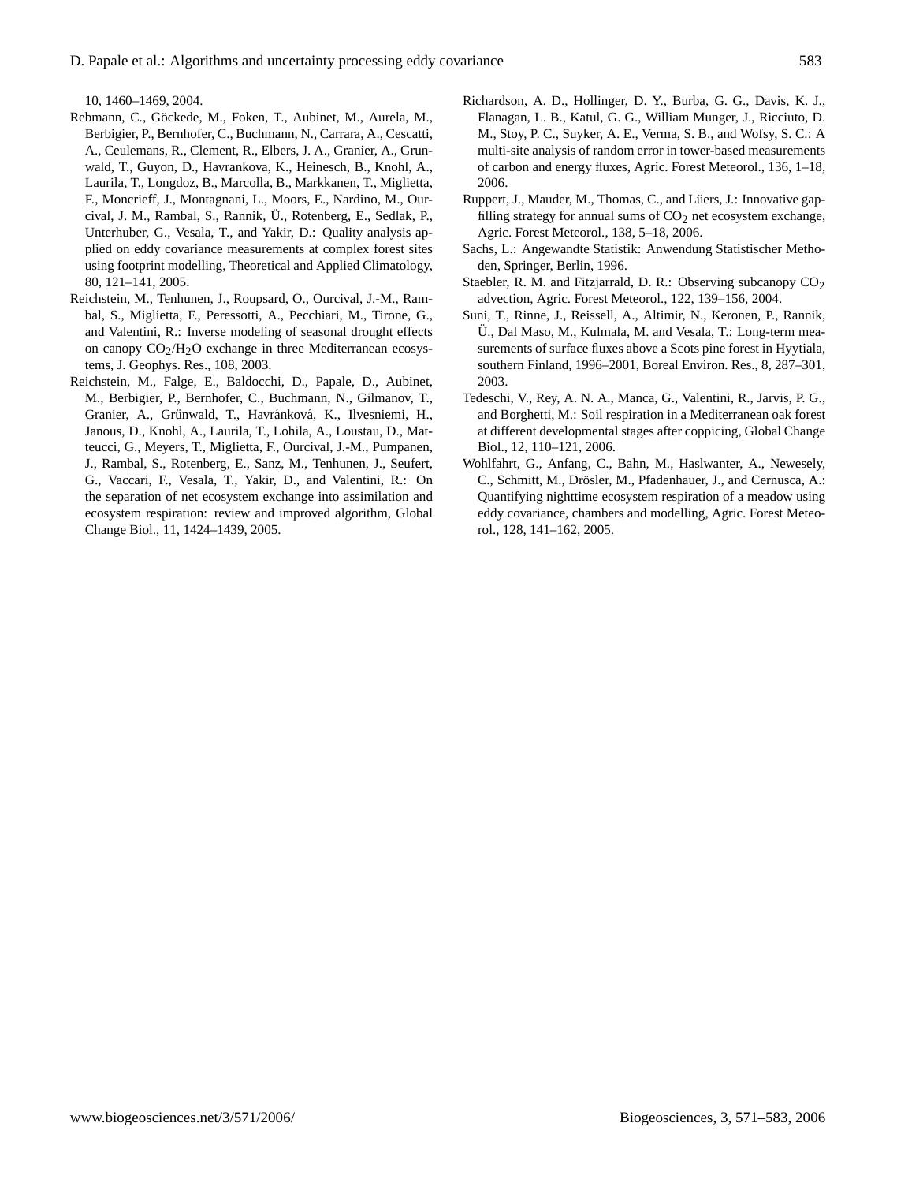10, 1460–1469, 2004.

Rebmann, C., Göckede, M., Foken, T., Aubinet, M., Aurela, M., Berbigier, P., Bernhofer, C., Buchmann, N., Carrara, A., Cescatti, A., Ceulemans, R., Clement, R., Elbers, J. A., Granier, A., Grunwald, T., Guyon, D., Havrankova, K., Heinesch, B., Knohl, A., Laurila, T., Longdoz, B., Marcolla, B., Markkanen, T., Miglietta, F., Moncrieff, J., Montagnani, L., Moors, E., Nardino, M., Ourcival, J. M., Rambal, S., Rannik, Ü., Rotenberg, E., Sedlak, P., Unterhuber, G., Vesala, T., and Yakir, D.: Quality analysis applied on eddy covariance measurements at complex forest sites using footprint modelling, Theoretical and Applied Climatology, 80, 121–141, 2005.

Reichstein, M., Tenhunen, J., Roupsard, O., Ourcival, J.-M., Rambal, S., Miglietta, F., Peressotti, A., Pecchiari, M., Tirone, G., and Valentini, R.: Inverse modeling of seasonal drought effects on canopy $CO_2$/$H_2O$ exchange in three Mediterranean ecosystems, J. Geophys. Res., 108, 2003.

Reichstein, M., Falge, E., Baldocchi, D., Papale, D., Aubinet, M., Berbigier, P., Bernhofer, C., Buchmann, N., Gilmanov, T., Granier, A., Grünwald, T., Havránková, K., Ilvesniemi, H., Janous, D., Knohl, A., Laurila, T., Lohila, A., Loustau, D., Matteucci, G., Meyers, T., Miglietta, F., Ourcival, J.-M., Pumpanen, J., Rambal, S., Rotenberg, E., Sanz, M., Tenhunen, J., Seufert, G., Vaccari, F., Vesala, T., Yakir, D., and Valentini, R.: On the separation of net ecosystem exchange into assimilation and ecosystem respiration: review and improved algorithm, Global Change Biol., 11, 1424–1439, 2005.

Richardson, A. D., Hollinger, D. Y., Burba, G. G., Davis, K. J., Flanagan, L. B., Katul, G. G., William Munger, J., Ricciuto, D. M., Stoy, P. C., Suyker, A. E., Verma, S. B., and Wofsy, S. C.: A multi-site analysis of random error in tower-based measurements of carbon and energy fluxes, Agric. Forest Meteorol., 136, 1–18, 2006.

Ruppert, J., Mauder, M., Thomas, C., and Lüers, J.: Innovative gap-filling strategy for annual sums of $CO_2$ net ecosystem exchange, Agric. Forest Meteorol., 138, 5–18, 2006.

Sachs, L.: Angewandte Statistik: Anwendung Statistischer Methoden, Springer, Berlin, 1996.

Staebler, R. M. and Fitzjarrald, D. R.: Observing subcanopy $CO_2$ advection, Agric. Forest Meteorol., 122, 139–156, 2004.

Suni, T., Rinne, J., Reissell, A., Altimir, N., Keronen, P., Rannik, Ü., Dal Maso, M., Kulmala, M. and Vesala, T.: Long-term measurements of surface fluxes above a Scots pine forest in Hyytiala, southern Finland, 1996–2001, Boreal Environ. Res., 8, 287–301, 2003.

Tedeschi, V., Rey, A. N. A., Manca, G., Valentini, R., Jarvis, P. G., and Borghetti, M.: Soil respiration in a Mediterranean oak forest at different developmental stages after coppicing, Global Change Biol., 12, 110–121, 2006.

Wohlfahrt, G., Anfang, C., Bahn, M., Haslwanter, A., Newesely, C., Schmitt, M., Drösler, M., Pfadenhauer, J., and Cernusca, A.: Quantifying nighttime ecosystem respiration of a meadow using eddy covariance, chambers and modelling, Agric. Forest Meteorol., 128, 141–162, 2005.